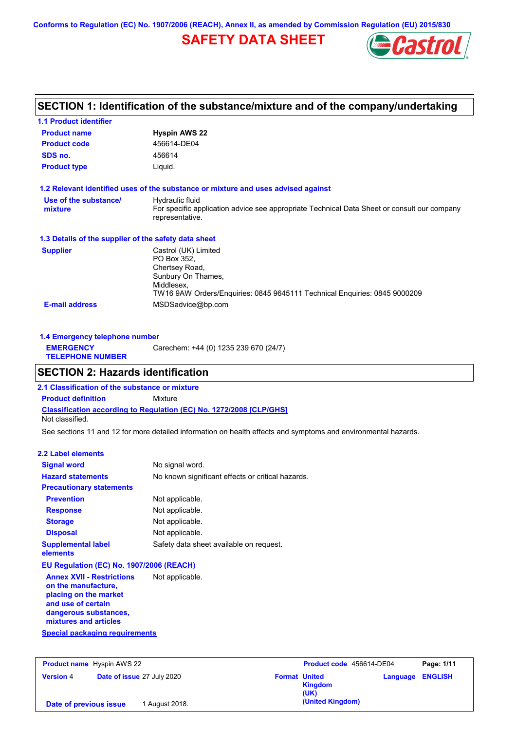Conforms to Regulation (EC) No. 1907/2006 (REACH), Annex II, as amended by Commission Regulation (EU) 2015/830

# SAFETY DATA SHEET

## SECTION 1: Identification of the substance/mixture and of the company/undertaking

### 1.1 Product identifier

**Product name** Hyspin AWS 22

**Product code** 456614-DE04

**SDS no.** 456614

**Product type** Liquid.

### 1.2 Relevant identified uses of the substance or mixture and uses advised against

**Use of the substance/ mixture** Hydraulic fluid
For specific application advice see appropriate Technical Data Sheet or consult our company representative.

### 1.3 Details of the supplier of the safety data sheet

**Supplier** Castrol (UK) Limited
PO Box 352,
Chertsey Road,
Sunbury On Thames,
Middlesex,
TW16 9AW Orders/Enquiries: 0845 9645111 Technical Enquiries: 0845 9000209

**E-mail address** MSDSadvice@bp.com

### 1.4 Emergency telephone number

**EMERGENCY TELEPHONE NUMBER** Carechem: +44 (0) 1235 239 670 (24/7)

## SECTION 2: Hazards identification

### 2.1 Classification of the substance or mixture

**Product definition** Mixture

**Classification according to Regulation (EC) No. 1272/2008 [CLP/GHS]**
Not classified.

See sections 11 and 12 for more detailed information on health effects and symptoms and environmental hazards.

### 2.2 Label elements

**Signal word** No signal word.

**Hazard statements** No known significant effects or critical hazards.

**Precautionary statements**

**Prevention** Not applicable.

**Response** Not applicable.

**Storage** Not applicable.

**Disposal** Not applicable.

**Supplemental label elements** Safety data sheet available on request.

**EU Regulation (EC) No. 1907/2006 (REACH)**

**Annex XVII - Restrictions on the manufacture, placing on the market and use of certain dangerous substances, mixtures and articles** Not applicable.

**Special packaging requirements**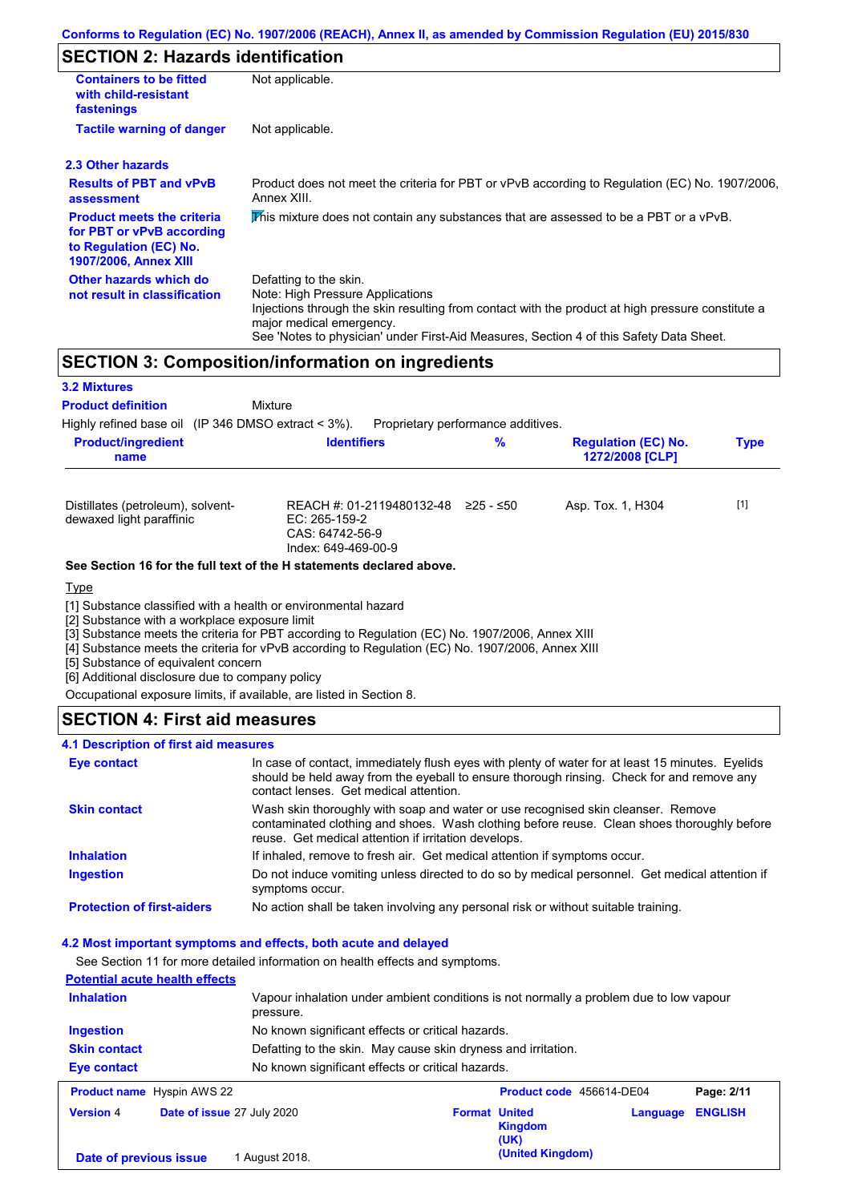## SECTION 2: Hazards identification

| | |
|---|---|
| **Containers to be fitted with child-resistant fastenings** | Not applicable. |
| **Tactile warning of danger** | Not applicable. |

### 2.3 Other hazards

| | |
|---|---|
| **Results of PBT and vPvB assessment** | Product does not meet the criteria for PBT or vPvB according to Regulation (EC) No. 1907/2006, Annex XIII. |
| **Product meets the criteria for PBT or vPvB according to Regulation (EC) No. 1907/2006, Annex XIII** | This mixture does not contain any substances that are assessed to be a PBT or a vPvB. |
| **Other hazards which do not result in classification** | Defatting to the skin.<br>Note: High Pressure Applications<br>Injections through the skin resulting from contact with the product at high pressure constitute a major medical emergency.<br>See 'Notes to physician' under First-Aid Measures, Section 4 of this Safety Data Sheet. |

## SECTION 3: Composition/information on ingredients

### 3.2 Mixtures

**Product definition** Mixture

Highly refined base oil (IP 346 DMSO extract < 3%). Proprietary performance additives.

| Product/ingredient name | Identifiers | % | Regulation (EC) No. 1272/2008 [CLP] | Type |
|---|---|---|---|---|
| Distillates (petroleum), solvent-dewaxed light paraffinic | REACH #: 01-2119480132-48<br>EC: 265-159-2<br>CAS: 64742-56-9<br>Index: 649-469-00-9 | ≥25 - ≤50 | Asp. Tox. 1, H304 | [1] |

**See Section 16 for the full text of the H statements declared above.**

Type

[1] Substance classified with a health or environmental hazard
[2] Substance with a workplace exposure limit
[3] Substance meets the criteria for PBT according to Regulation (EC) No. 1907/2006, Annex XIII
[4] Substance meets the criteria for vPvB according to Regulation (EC) No. 1907/2006, Annex XIII
[5] Substance of equivalent concern
[6] Additional disclosure due to company policy

Occupational exposure limits, if available, are listed in Section 8.

## SECTION 4: First aid measures

### 4.1 Description of first aid measures

| | |
|---|---|
| **Eye contact** | In case of contact, immediately flush eyes with plenty of water for at least 15 minutes. Eyelids should be held away from the eyeball to ensure thorough rinsing. Check for and remove any contact lenses. Get medical attention. |
| **Skin contact** | Wash skin thoroughly with soap and water or use recognised skin cleanser. Remove contaminated clothing and shoes. Wash clothing before reuse. Clean shoes thoroughly before reuse. Get medical attention if irritation develops. |
| **Inhalation** | If inhaled, remove to fresh air. Get medical attention if symptoms occur. |
| **Ingestion** | Do not induce vomiting unless directed to do so by medical personnel. Get medical attention if symptoms occur. |
| **Protection of first-aiders** | No action shall be taken involving any personal risk or without suitable training. |

### 4.2 Most important symptoms and effects, both acute and delayed

See Section 11 for more detailed information on health effects and symptoms.

**Potential acute health effects**

| | |
|---|---|
| **Inhalation** | Vapour inhalation under ambient conditions is not normally a problem due to low vapour pressure. |
| **Ingestion** | No known significant effects or critical hazards. |
| **Skin contact** | Defatting to the skin. May cause skin dryness and irritation. |
| **Eye contact** | No known significant effects or critical hazards. |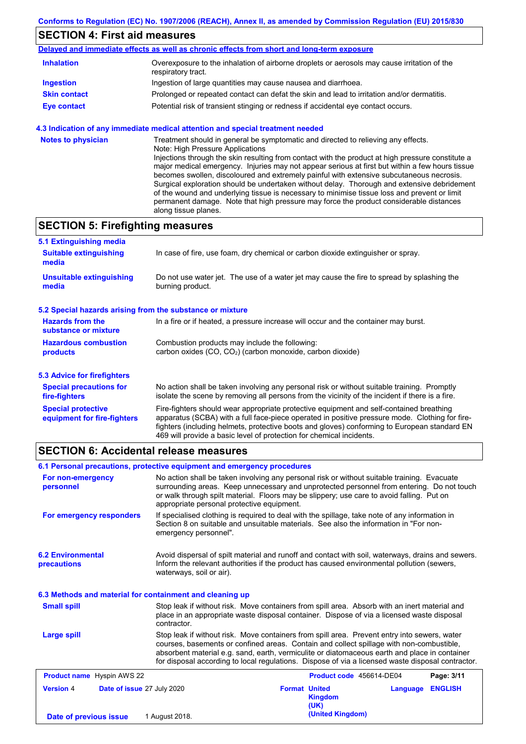## SECTION 4: First aid measures

**Delayed and immediate effects as well as chronic effects from short and long-term exposure**

| | |
|---|---|
| **Inhalation** | Overexposure to the inhalation of airborne droplets or aerosols may cause irritation of the respiratory tract. |
| **Ingestion** | Ingestion of large quantities may cause nausea and diarrhoea. |
| **Skin contact** | Prolonged or repeated contact can defat the skin and lead to irritation and/or dermatitis. |
| **Eye contact** | Potential risk of transient stinging or redness if accidental eye contact occurs. |

### 4.3 Indication of any immediate medical attention and special treatment needed

**Notes to physician**

Treatment should in general be symptomatic and directed to relieving any effects.
Note: High Pressure Applications
Injections through the skin resulting from contact with the product at high pressure constitute a major medical emergency. Injuries may not appear serious at first but within a few hours tissue becomes swollen, discoloured and extremely painful with extensive subcutaneous necrosis. Surgical exploration should be undertaken without delay. Thorough and extensive debridement of the wound and underlying tissue is necessary to minimise tissue loss and prevent or limit permanent damage. Note that high pressure may force the product considerable distances along tissue planes.

## SECTION 5: Firefighting measures

### 5.1 Extinguishing media

| | |
|---|---|
| **Suitable extinguishing media** | In case of fire, use foam, dry chemical or carbon dioxide extinguisher or spray. |
| **Unsuitable extinguishing media** | Do not use water jet. The use of a water jet may cause the fire to spread by splashing the burning product. |

### 5.2 Special hazards arising from the substance or mixture

| | |
|---|---|
| **Hazards from the substance or mixture** | In a fire or if heated, a pressure increase will occur and the container may burst. |
| **Hazardous combustion products** | Combustion products may include the following: carbon oxides (CO, $CO_2$) (carbon monoxide, carbon dioxide) |

### 5.3 Advice for firefighters

| | |
|---|---|
| **Special precautions for fire-fighters** | No action shall be taken involving any personal risk or without suitable training. Promptly isolate the scene by removing all persons from the vicinity of the incident if there is a fire. |
| **Special protective equipment for fire-fighters** | Fire-fighters should wear appropriate protective equipment and self-contained breathing apparatus (SCBA) with a full face-piece operated in positive pressure mode. Clothing for fire-fighters (including helmets, protective boots and gloves) conforming to European standard EN 469 will provide a basic level of protection for chemical incidents. |

## SECTION 6: Accidental release measures

### 6.1 Personal precautions, protective equipment and emergency procedures

| | |
|---|---|
| **For non-emergency personnel** | No action shall be taken involving any personal risk or without suitable training. Evacuate surrounding areas. Keep unnecessary and unprotected personnel from entering. Do not touch or walk through spilt material. Floors may be slippery; use care to avoid falling. Put on appropriate personal protective equipment. |
| **For emergency responders** | If specialised clothing is required to deal with the spillage, take note of any information in Section 8 on suitable and unsuitable materials. See also the information in "For non-emergency personnel". |

### 6.2 Environmental precautions

Avoid dispersal of spilt material and runoff and contact with soil, waterways, drains and sewers. Inform the relevant authorities if the product has caused environmental pollution (sewers, waterways, soil or air).

### 6.3 Methods and material for containment and cleaning up

| | |
|---|---|
| **Small spill** | Stop leak if without risk. Move containers from spill area. Absorb with an inert material and place in an appropriate waste disposal container. Dispose of via a licensed waste disposal contractor. |
| **Large spill** | Stop leak if without risk. Move containers from spill area. Prevent entry into sewers, water courses, basements or confined areas. Contain and collect spillage with non-combustible, absorbent material e.g. sand, earth, vermiculite or diatomaceous earth and place in container for disposal according to local regulations. Dispose of via a licensed waste disposal contractor. |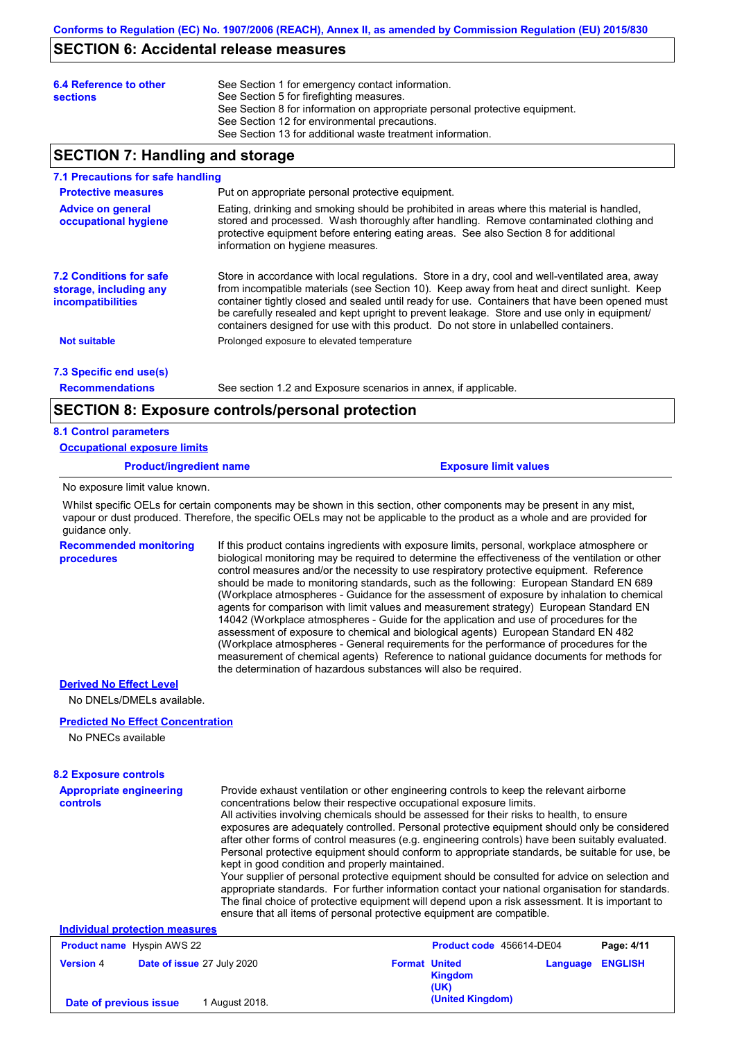## SECTION 6: Accidental release measures

**6.4 Reference to other sections**

See Section 1 for emergency contact information.
See Section 5 for firefighting measures.
See Section 8 for information on appropriate personal protective equipment.
See Section 12 for environmental precautions.
See Section 13 for additional waste treatment information.

## SECTION 7: Handling and storage

### 7.1 Precautions for safe handling

**Protective measures**

Put on appropriate personal protective equipment.

**Advice on general occupational hygiene**

Eating, drinking and smoking should be prohibited in areas where this material is handled, stored and processed. Wash thoroughly after handling. Remove contaminated clothing and protective equipment before entering eating areas. See also Section 8 for additional information on hygiene measures.

### 7.2 Conditions for safe storage, including any incompatibilities

Store in accordance with local regulations. Store in a dry, cool and well-ventilated area, away from incompatible materials (see Section 10). Keep away from heat and direct sunlight. Keep container tightly closed and sealed until ready for use. Containers that have been opened must be carefully resealed and kept upright to prevent leakage. Store and use only in equipment/ containers designed for use with this product. Do not store in unlabelled containers.

**Not suitable**

Prolonged exposure to elevated temperature

### 7.3 Specific end use(s)

**Recommendations**

See section 1.2 and Exposure scenarios in annex, if applicable.

## SECTION 8: Exposure controls/personal protection

### 8.1 Control parameters

**Occupational exposure limits**

| Product/ingredient name | Exposure limit values |
|---|---|

No exposure limit value known.

Whilst specific OELs for certain components may be shown in this section, other components may be present in any mist, vapour or dust produced. Therefore, the specific OELs may not be applicable to the product as a whole and are provided for guidance only.

**Recommended monitoring procedures**

If this product contains ingredients with exposure limits, personal, workplace atmosphere or biological monitoring may be required to determine the effectiveness of the ventilation or other control measures and/or the necessity to use respiratory protective equipment. Reference should be made to monitoring standards, such as the following: European Standard EN 689 (Workplace atmospheres - Guidance for the assessment of exposure by inhalation to chemical agents for comparison with limit values and measurement strategy) European Standard EN 14042 (Workplace atmospheres - Guide for the application and use of procedures for the assessment of exposure to chemical and biological agents) European Standard EN 482 (Workplace atmospheres - General requirements for the performance of procedures for the measurement of chemical agents) Reference to national guidance documents for methods for the determination of hazardous substances will also be required.

**Derived No Effect Level**

No DNELs/DMELs available.

**Predicted No Effect Concentration**

No PNECs available

### 8.2 Exposure controls

**Appropriate engineering controls**

Provide exhaust ventilation or other engineering controls to keep the relevant airborne concentrations below their respective occupational exposure limits.
All activities involving chemicals should be assessed for their risks to health, to ensure exposures are adequately controlled. Personal protective equipment should only be considered after other forms of control measures (e.g. engineering controls) have been suitably evaluated. Personal protective equipment should conform to appropriate standards, be suitable for use, be kept in good condition and properly maintained.
Your supplier of personal protective equipment should be consulted for advice on selection and appropriate standards. For further information contact your national organisation for standards. The final choice of protective equipment will depend upon a risk assessment. It is important to ensure that all items of personal protective equipment are compatible.

**Individual protection measures**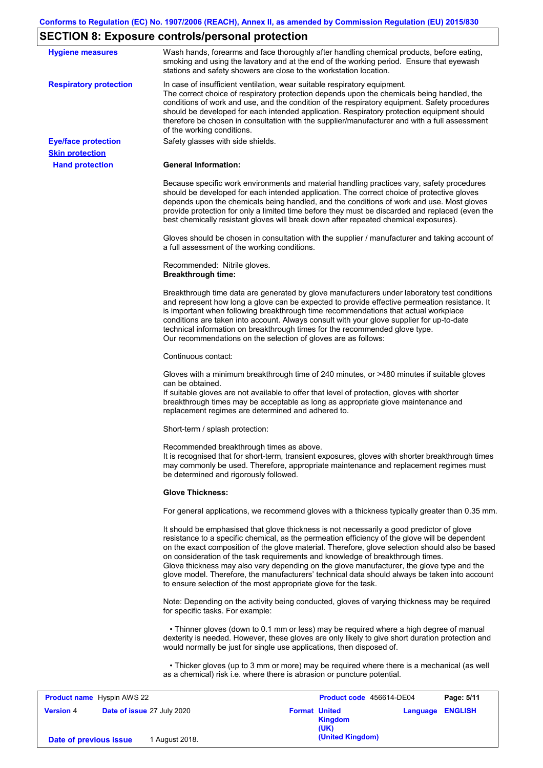## SECTION 8: Exposure controls/personal protection

**Hygiene measures**

Wash hands, forearms and face thoroughly after handling chemical products, before eating, smoking and using the lavatory and at the end of the working period. Ensure that eyewash stations and safety showers are close to the workstation location.

**Respiratory protection**

In case of insufficient ventilation, wear suitable respiratory equipment.
The correct choice of respiratory protection depends upon the chemicals being handled, the conditions of work and use, and the condition of the respiratory equipment. Safety procedures should be developed for each intended application. Respiratory protection equipment should therefore be chosen in consultation with the supplier/manufacturer and with a full assessment of the working conditions.

**Eye/face protection**

Safety glasses with side shields.

**Skin protection**

**Hand protection**

**General Information:**

Because specific work environments and material handling practices vary, safety procedures should be developed for each intended application. The correct choice of protective gloves depends upon the chemicals being handled, and the conditions of work and use. Most gloves provide protection for only a limited time before they must be discarded and replaced (even the best chemically resistant gloves will break down after repeated chemical exposures).

Gloves should be chosen in consultation with the supplier / manufacturer and taking account of a full assessment of the working conditions.

Recommended: Nitrile gloves.
**Breakthrough time:**

Breakthrough time data are generated by glove manufacturers under laboratory test conditions and represent how long a glove can be expected to provide effective permeation resistance. It is important when following breakthrough time recommendations that actual workplace conditions are taken into account. Always consult with your glove supplier for up-to-date technical information on breakthrough times for the recommended glove type.
Our recommendations on the selection of gloves are as follows:

Continuous contact:

Gloves with a minimum breakthrough time of 240 minutes, or >480 minutes if suitable gloves can be obtained.
If suitable gloves are not available to offer that level of protection, gloves with shorter breakthrough times may be acceptable as long as appropriate glove maintenance and replacement regimes are determined and adhered to.

Short-term / splash protection:

Recommended breakthrough times as above.
It is recognised that for short-term, transient exposures, gloves with shorter breakthrough times may commonly be used. Therefore, appropriate maintenance and replacement regimes must be determined and rigorously followed.

**Glove Thickness:**

For general applications, we recommend gloves with a thickness typically greater than 0.35 mm.

It should be emphasised that glove thickness is not necessarily a good predictor of glove resistance to a specific chemical, as the permeation efficiency of the glove will be dependent on the exact composition of the glove material. Therefore, glove selection should also be based on consideration of the task requirements and knowledge of breakthrough times.
Glove thickness may also vary depending on the glove manufacturer, the glove type and the glove model. Therefore, the manufacturers' technical data should always be taken into account to ensure selection of the most appropriate glove for the task.

Note: Depending on the activity being conducted, gloves of varying thickness may be required for specific tasks. For example:

- Thinner gloves (down to 0.1 mm or less) may be required where a high degree of manual dexterity is needed. However, these gloves are only likely to give short duration protection and would normally be just for single use applications, then disposed of.

- Thicker gloves (up to 3 mm or more) may be required where there is a mechanical (as well as a chemical) risk i.e. where there is abrasion or puncture potential.

| **Product name** Hyspin AWS 22 | | **Product code** 456614-DE04 | **Page: 5/11** |
|---|---|---|---|
| **Version** 4 | **Date of issue** 27 July 2020 | **Format United Kingdom (UK) (United Kingdom)** | **Language ENGLISH** |
| **Date of previous issue** | 1 August 2018. | | |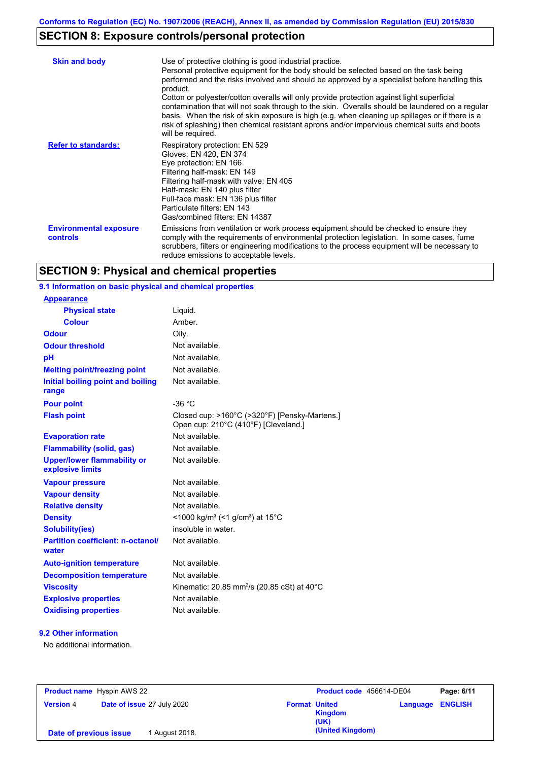## SECTION 8: Exposure controls/personal protection

| | |
|---|---|
| **Skin and body** | Use of protective clothing is good industrial practice. Personal protective equipment for the body should be selected based on the task being performed and the risks involved and should be approved by a specialist before handling this product. Cotton or polyester/cotton overalls will only provide protection against light superficial contamination that will not soak through to the skin. Overalls should be laundered on a regular basis. When the risk of skin exposure is high (e.g. when cleaning up spillages or if there is a risk of splashing) then chemical resistant aprons and/or impervious chemical suits and boots will be required. |
| **Refer to standards:** | Respiratory protection: EN 529<br>Gloves: EN 420, EN 374<br>Eye protection: EN 166<br>Filtering half-mask: EN 149<br>Filtering half-mask with valve: EN 405<br>Half-mask: EN 140 plus filter<br>Full-face mask: EN 136 plus filter<br>Particulate filters: EN 143<br>Gas/combined filters: EN 14387 |
| **Environmental exposure controls** | Emissions from ventilation or work process equipment should be checked to ensure they comply with the requirements of environmental protection legislation. In some cases, fume scrubbers, filters or engineering modifications to the process equipment will be necessary to reduce emissions to acceptable levels. |

## SECTION 9: Physical and chemical properties

### 9.1 Information on basic physical and chemical properties

| | |
|---|---|
| **Appearance** | |
| **Physical state** | Liquid. |
| **Colour** | Amber. |
| **Odour** | Oily. |
| **Odour threshold** | Not available. |
| **pH** | Not available. |
| **Melting point/freezing point** | Not available. |
| **Initial boiling point and boiling range** | Not available. |
| **Pour point** | -36 °C |
| **Flash point** | Closed cup: >160°C (>320°F) [Pensky-Martens.]<br>Open cup: 210°C (410°F) [Cleveland.] |
| **Evaporation rate** | Not available. |
| **Flammability (solid, gas)** | Not available. |
| **Upper/lower flammability or explosive limits** | Not available. |
| **Vapour pressure** | Not available. |
| **Vapour density** | Not available. |
| **Relative density** | Not available. |
| **Density** | <1000 kg/m³ (<1 g/cm³) at 15°C |
| **Solubility(ies)** | insoluble in water. |
| **Partition coefficient: n-octanol/water** | Not available. |
| **Auto-ignition temperature** | Not available. |
| **Decomposition temperature** | Not available. |
| **Viscosity** | Kinematic: 20.85 $mm^2/s$ (20.85 cSt) at 40°C |
| **Explosive properties** | Not available. |
| **Oxidising properties** | Not available. |

### 9.2 Other information

No additional information.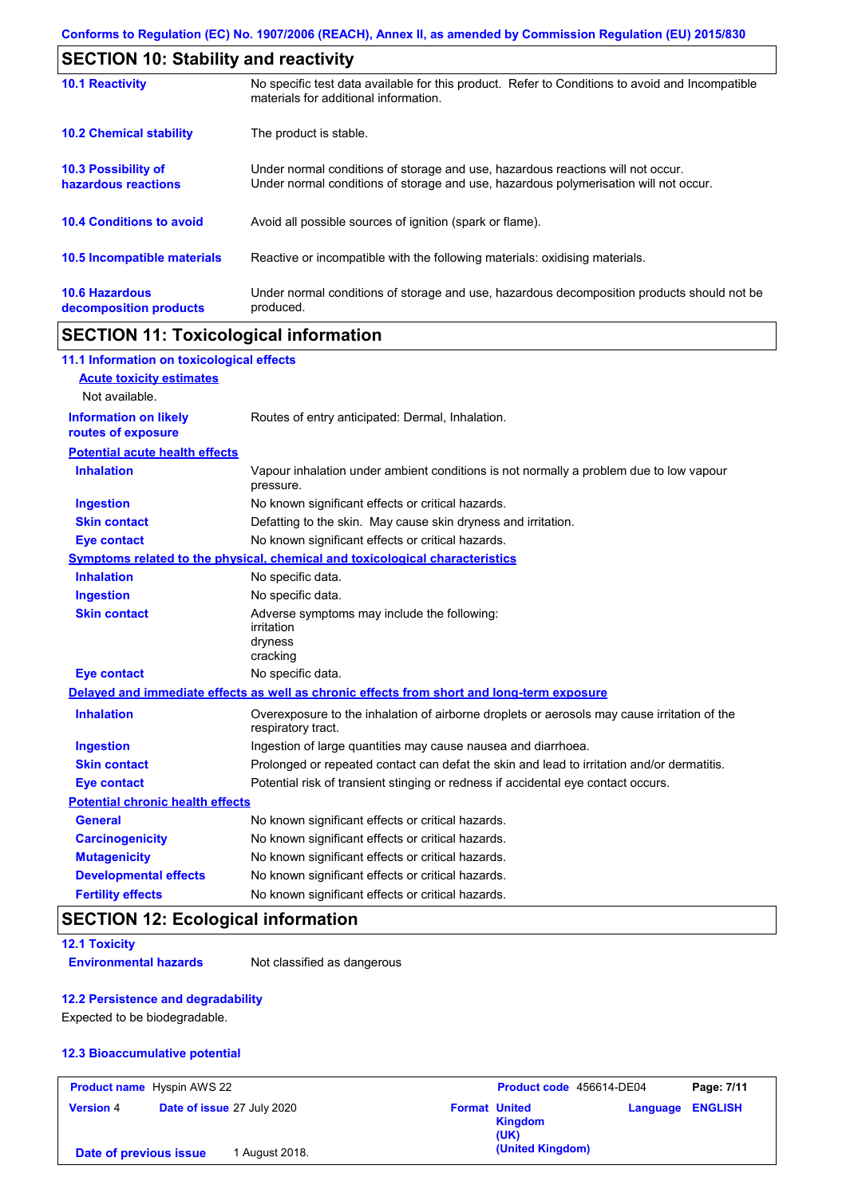## SECTION 10: Stability and reactivity

| | |
|---|---|
| **10.1 Reactivity** | No specific test data available for this product. Refer to Conditions to avoid and Incompatible materials for additional information. |
| **10.2 Chemical stability** | The product is stable. |
| **10.3 Possibility of hazardous reactions** | Under normal conditions of storage and use, hazardous reactions will not occur. Under normal conditions of storage and use, hazardous polymerisation will not occur. |
| **10.4 Conditions to avoid** | Avoid all possible sources of ignition (spark or flame). |
| **10.5 Incompatible materials** | Reactive or incompatible with the following materials: oxidising materials. |
| **10.6 Hazardous decomposition products** | Under normal conditions of storage and use, hazardous decomposition products should not be produced. |

## SECTION 11: Toxicological information

### 11.1 Information on toxicological effects

**Acute toxicity estimates**

Not available.

| | |
|---|---|
| **Information on likely routes of exposure** | Routes of entry anticipated: Dermal, Inhalation. |

**Potential acute health effects**

| | |
|---|---|
| **Inhalation** | Vapour inhalation under ambient conditions is not normally a problem due to low vapour pressure. |
| **Ingestion** | No known significant effects or critical hazards. |
| **Skin contact** | Defatting to the skin. May cause skin dryness and irritation. |
| **Eye contact** | No known significant effects or critical hazards. |

**Symptoms related to the physical, chemical and toxicological characteristics**

| | |
|---|---|
| **Inhalation** | No specific data. |
| **Ingestion** | No specific data. |
| **Skin contact** | Adverse symptoms may include the following: irritation dryness cracking |
| **Eye contact** | No specific data. |

**Delayed and immediate effects as well as chronic effects from short and long-term exposure**

| | |
|---|---|
| **Inhalation** | Overexposure to the inhalation of airborne droplets or aerosols may cause irritation of the respiratory tract. |
| **Ingestion** | Ingestion of large quantities may cause nausea and diarrhoea. |
| **Skin contact** | Prolonged or repeated contact can defat the skin and lead to irritation and/or dermatitis. |
| **Eye contact** | Potential risk of transient stinging or redness if accidental eye contact occurs. |

**Potential chronic health effects**

| | |
|---|---|
| **General** | No known significant effects or critical hazards. |
| **Carcinogenicity** | No known significant effects or critical hazards. |
| **Mutagenicity** | No known significant effects or critical hazards. |
| **Developmental effects** | No known significant effects or critical hazards. |
| **Fertility effects** | No known significant effects or critical hazards. |

## SECTION 12: Ecological information

### 12.1 Toxicity

| | |
|---|---|
| **Environmental hazards** | Not classified as dangerous |

### 12.2 Persistence and degradability

Expected to be biodegradable.

### 12.3 Bioaccumulative potential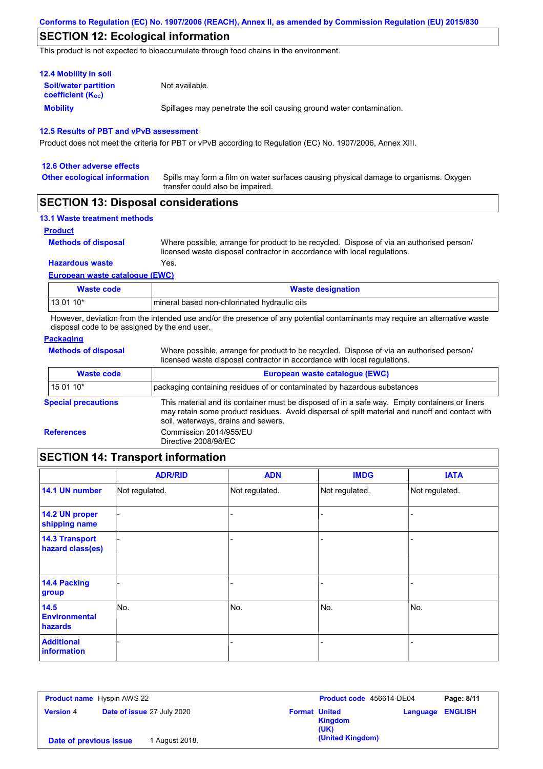## SECTION 12: Ecological information

This product is not expected to bioaccumulate through food chains in the environment.

### 12.4 Mobility in soil

**Soil/water partition coefficient ($K_{OC}$)**: Not available.

**Mobility**: Spillages may penetrate the soil causing ground water contamination.

### 12.5 Results of PBT and vPvB assessment

Product does not meet the criteria for PBT or vPvB according to Regulation (EC) No. 1907/2006, Annex XIII.

### 12.6 Other adverse effects

**Other ecological information**: Spills may form a film on water surfaces causing physical damage to organisms. Oxygen transfer could also be impaired.

## SECTION 13: Disposal considerations

### 13.1 Waste treatment methods

**Product**

**Methods of disposal**: Where possible, arrange for product to be recycled. Dispose of via an authorised person/ licensed waste disposal contractor in accordance with local regulations.

**Hazardous waste**: Yes.

**European waste catalogue (EWC)**

| Waste code | Waste designation |
|---|---|
| 13 01 10* | mineral based non-chlorinated hydraulic oils |

However, deviation from the intended use and/or the presence of any potential contaminants may require an alternative waste disposal code to be assigned by the end user.

**Packaging**

**Methods of disposal**: Where possible, arrange for product to be recycled. Dispose of via an authorised person/ licensed waste disposal contractor in accordance with local regulations.

| Waste code | European waste catalogue (EWC) |
|---|---|
| 15 01 10* | packaging containing residues of or contaminated by hazardous substances |

**Special precautions**: This material and its container must be disposed of in a safe way. Empty containers or liners may retain some product residues. Avoid dispersal of spilt material and runoff and contact with soil, waterways, drains and sewers.

**References**: Commission 2014/955/EU
Directive 2008/98/EC

## SECTION 14: Transport information

| | ADR/RID | ADN | IMDG | IATA |
|---|---|---|---|---|
| **14.1 UN number** | Not regulated. | Not regulated. | Not regulated. | Not regulated. |
| **14.2 UN proper shipping name** | - | - | - | - |
| **14.3 Transport hazard class(es)** | - | - | - | - |
| **14.4 Packing group** | - | - | - | - |
| **14.5 Environmental hazards** | No. | No. | No. | No. |
| **Additional information** | - | - | - | - |

**Product name** Hyspin AWS 22 | **Product code** 456614-DE04
**Version** 4 | **Date of issue** 27 July 2020 | **Format** United Kingdom (UK) (United Kingdom) | **Language** ENGLISH
**Date of previous issue** 1 August 2018.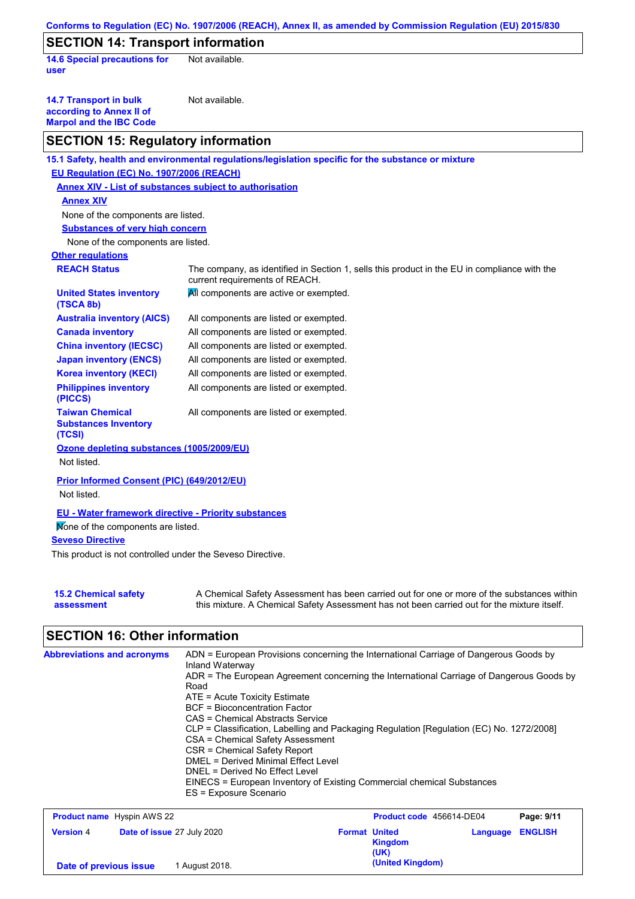## SECTION 14: Transport information

**14.6 Special precautions for user** Not available.

**14.7 Transport in bulk according to Annex II of Marpol and the IBC Code** Not available.

## SECTION 15: Regulatory information

**15.1 Safety, health and environmental regulations/legislation specific for the substance or mixture**

**EU Regulation (EC) No. 1907/2006 (REACH)**

**Annex XIV - List of substances subject to authorisation**

**Annex XIV**

None of the components are listed.

**Substances of very high concern**

None of the components are listed.

**Other regulations**

| | |
|---|---|
| **REACH Status** | The company, as identified in Section 1, sells this product in the EU in compliance with the current requirements of REACH. |
| **United States inventory (TSCA 8b)** | All components are active or exempted. |
| **Australia inventory (AICS)** | All components are listed or exempted. |
| **Canada inventory** | All components are listed or exempted. |
| **China inventory (IECSC)** | All components are listed or exempted. |
| **Japan inventory (ENCS)** | All components are listed or exempted. |
| **Korea inventory (KECI)** | All components are listed or exempted. |
| **Philippines inventory (PICCS)** | All components are listed or exempted. |
| **Taiwan Chemical Substances Inventory (TCSI)** | All components are listed or exempted. |

**Ozone depleting substances (1005/2009/EU)**

Not listed.

**Prior Informed Consent (PIC) (649/2012/EU)**

Not listed.

**EU - Water framework directive - Priority substances**

None of the components are listed.

**Seveso Directive**

This product is not controlled under the Seveso Directive.

**15.2 Chemical safety assessment** A Chemical Safety Assessment has been carried out for one or more of the substances within this mixture. A Chemical Safety Assessment has not been carried out for the mixture itself.

## SECTION 16: Other information

**Abbreviations and acronyms**

ADN = European Provisions concerning the International Carriage of Dangerous Goods by Inland Waterway
ADR = The European Agreement concerning the International Carriage of Dangerous Goods by Road
ATE = Acute Toxicity Estimate
BCF = Bioconcentration Factor
CAS = Chemical Abstracts Service
CLP = Classification, Labelling and Packaging Regulation [Regulation (EC) No. 1272/2008]
CSA = Chemical Safety Assessment
CSR = Chemical Safety Report
DMEL = Derived Minimal Effect Level
DNEL = Derived No Effect Level
EINECS = European Inventory of Existing Commercial chemical Substances
ES = Exposure Scenario

| | | | |
|---|---|---|---|
| **Product name** Hyspin AWS 22 | | **Product code** 456614-DE04 | **Page: 9/11** |
| **Version** 4 | **Date of issue** 27 July 2020 | **Format** United Kingdom (UK) | **Language** ENGLISH |
| **Date of previous issue** | 1 August 2018. | (United Kingdom) | |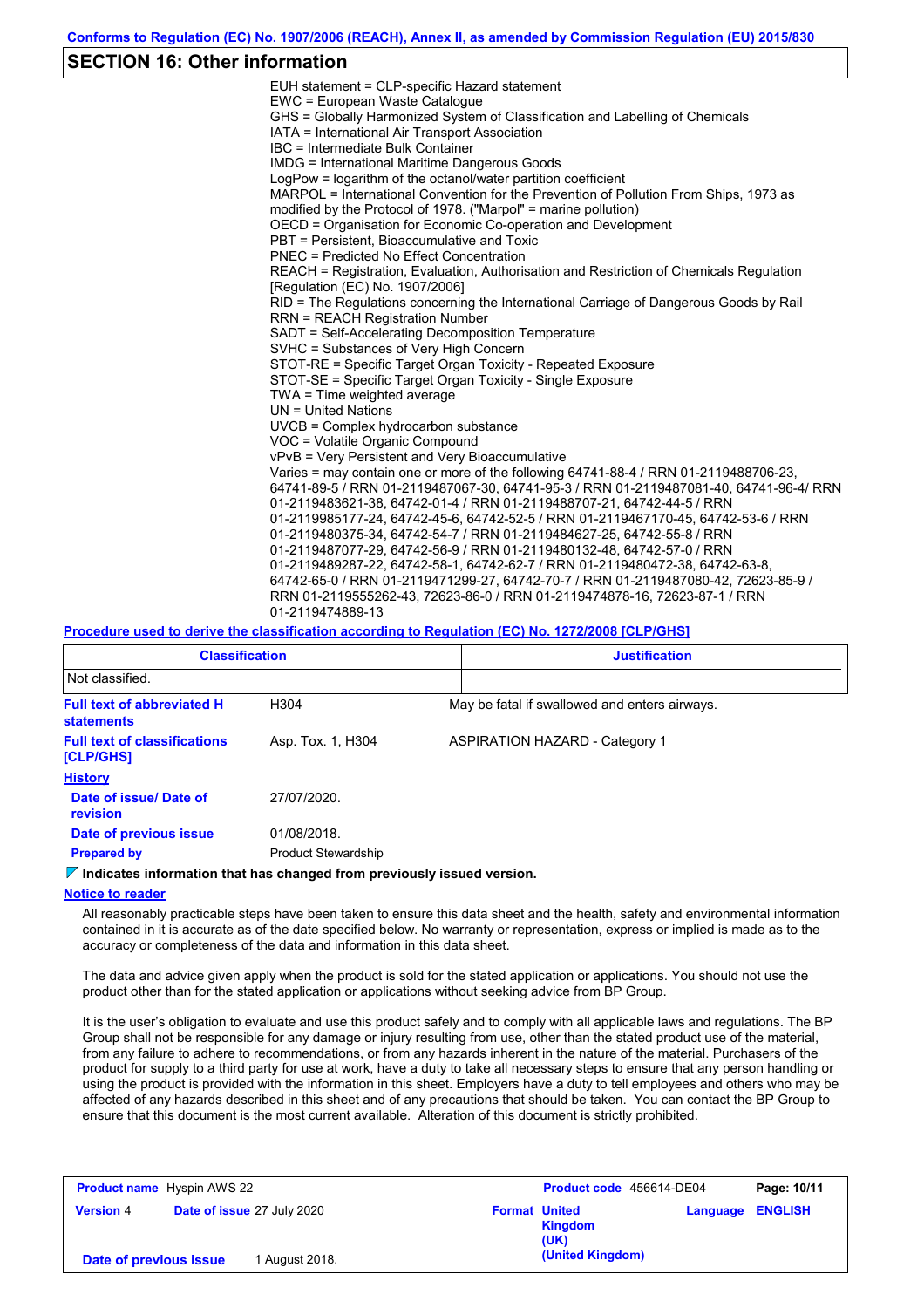## SECTION 16: Other information

EUH statement = CLP-specific Hazard statement
EWC = European Waste Catalogue
GHS = Globally Harmonized System of Classification and Labelling of Chemicals
IATA = International Air Transport Association
IBC = Intermediate Bulk Container
IMDG = International Maritime Dangerous Goods
LogPow = logarithm of the octanol/water partition coefficient
MARPOL = International Convention for the Prevention of Pollution From Ships, 1973 as modified by the Protocol of 1978. ("Marpol" = marine pollution)
OECD = Organisation for Economic Co-operation and Development
PBT = Persistent, Bioaccumulative and Toxic
PNEC = Predicted No Effect Concentration
REACH = Registration, Evaluation, Authorisation and Restriction of Chemicals Regulation [Regulation (EC) No. 1907/2006]
RID = The Regulations concerning the International Carriage of Dangerous Goods by Rail
RRN = REACH Registration Number
SADT = Self-Accelerating Decomposition Temperature
SVHC = Substances of Very High Concern
STOT-RE = Specific Target Organ Toxicity - Repeated Exposure
STOT-SE = Specific Target Organ Toxicity - Single Exposure
TWA = Time weighted average
UN = United Nations
UVCB = Complex hydrocarbon substance
VOC = Volatile Organic Compound
vPvB = Very Persistent and Very Bioaccumulative
Varies = may contain one or more of the following 64741-88-4 / RRN 01-2119488706-23, 64741-89-5 / RRN 01-2119487067-30, 64741-95-3 / RRN 01-2119487081-40, 64741-96-4/ RRN 01-2119483621-38, 64742-01-4 / RRN 01-2119488707-21, 64742-44-5 / RRN 01-2119985177-24, 64742-45-6, 64742-52-5 / RRN 01-2119467170-45, 64742-53-6 / RRN 01-2119480375-34, 64742-54-7 / RRN 01-2119484627-25, 64742-55-8 / RRN 01-2119487077-29, 64742-56-9 / RRN 01-2119480132-48, 64742-57-0 / RRN 01-2119489287-22, 64742-58-1, 64742-62-7 / RRN 01-2119480472-38, 64742-63-8, 64742-65-0 / RRN 01-2119471299-27, 64742-70-7 / RRN 01-2119487080-42, 72623-85-9 / RRN 01-2119555262-43, 72623-86-0 / RRN 01-2119474878-16, 72623-87-1 / RRN 01-2119474889-13

**Procedure used to derive the classification according to Regulation (EC) No. 1272/2008 [CLP/GHS]**

| Classification | Justification |
|---|---|
| Not classified. | |

| | | |
|---|---|---|
| **Full text of abbreviated H statements** | H304 | May be fatal if swallowed and enters airways. |
| **Full text of classifications [CLP/GHS]** | Asp. Tox. 1, H304 | ASPIRATION HAZARD - Category 1 |

**History**

| | |
|---|---|
| **Date of issue/ Date of revision** | 27/07/2020. |
| **Date of previous issue** | 01/08/2018. |
| **Prepared by** | Product Stewardship |

**Indicates information that has changed from previously issued version.**

**Notice to reader**

All reasonably practicable steps have been taken to ensure this data sheet and the health, safety and environmental information contained in it is accurate as of the date specified below. No warranty or representation, express or implied is made as to the accuracy or completeness of the data and information in this data sheet.

The data and advice given apply when the product is sold for the stated application or applications. You should not use the product other than for the stated application or applications without seeking advice from BP Group.

It is the user's obligation to evaluate and use this product safely and to comply with all applicable laws and regulations. The BP Group shall not be responsible for any damage or injury resulting from use, other than the stated product use of the material, from any failure to adhere to recommendations, or from any hazards inherent in the nature of the material. Purchasers of the product for supply to a third party for use at work, have a duty to take all necessary steps to ensure that any person handling or using the product is provided with the information in this sheet. Employers have a duty to tell employees and others who may be affected of any hazards described in this sheet and of any precautions that should be taken. You can contact the BP Group to ensure that this document is the most current available. Alteration of this document is strictly prohibited.